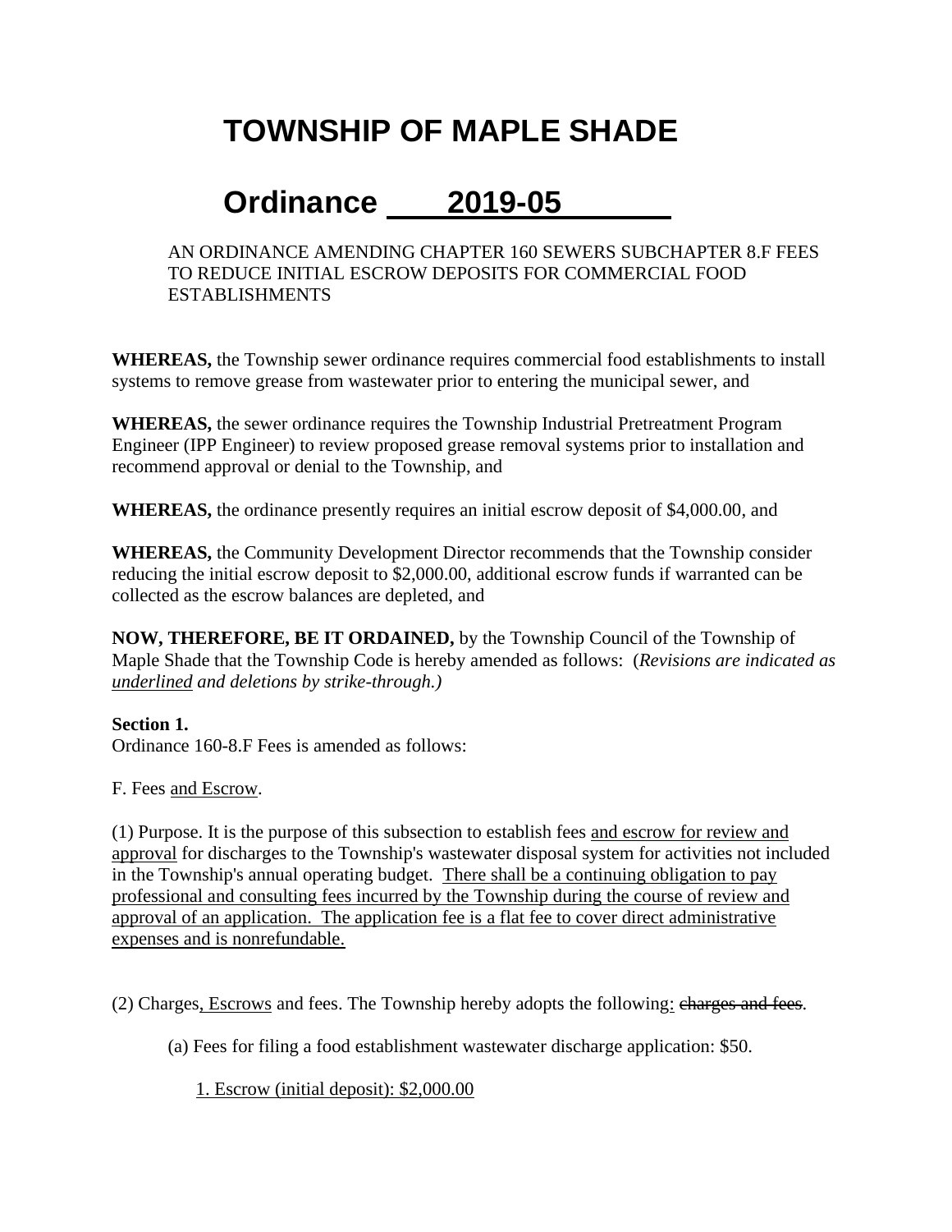# TOWNSHIP OF MAPLE SHADE

# Ordinance 2019-05

AN ORDINANCE AMENDING CHAPTER 160 SEWERS SUBCHAPTER 8.F FEES TO REDUCE INITIAL ESCROW DEPOSITS FOR COMMERCIAL FOOD ESTABLISHMENTS

**WHEREAS,** the Township sewer ordinance requires commercial food establishments to install systems to remove grease from wastewater prior to entering the municipal sewer, and

**WHEREAS,** the sewer ordinance requires the Township Industrial Pretreatment Program Engineer (IPP Engineer) to review proposed grease removal systems prior to installation and recommend approval or denial to the Township, and

**WHEREAS,** the ordinance presently requires an initial escrow deposit of $4,000.00, and

**WHEREAS,** the Community Development Director recommends that the Township consider reducing the initial escrow deposit to $2,000.00, additional escrow funds if warranted can be collected as the escrow balances are depleted, and

**NOW, THEREFORE, BE IT ORDAINED,** by the Township Council of the Township of Maple Shade that the Township Code is hereby amended as follows: (*Revisions are indicated as <u>underlined</u> and deletions by strike-through.)*

**Section 1.**
Ordinance 160-8.F Fees is amended as follows:

F. Fees <u>and Escrow</u>.

(1) Purpose. It is the purpose of this subsection to establish fees <u>and escrow for review and approval</u> for discharges to the Township's wastewater disposal system for activities not included in the Township's annual operating budget. <u>There shall be a continuing obligation to pay professional and consulting fees incurred by the Township during the course of review and approval of an application. The application fee is a flat fee to cover direct administrative expenses and is nonrefundable.</u>

(2) Charges<u>, Escrows</u> and fees. The Township hereby adopts the following<u>:</u> ~~charges and fees~~.

(a) Fees for filing a food establishment wastewater discharge application: $50.

<u>1. Escrow (initial deposit): $2,000.00</u>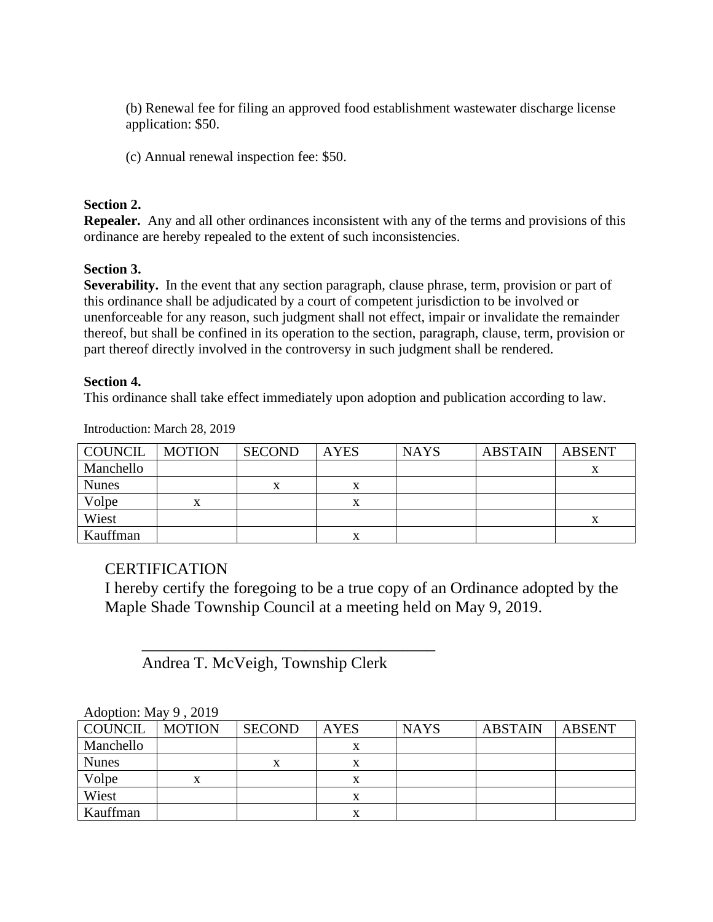(b) Renewal fee for filing an approved food establishment wastewater discharge license application: $50.

(c) Annual renewal inspection fee: $50.

**Section 2.**
**Repealer.** Any and all other ordinances inconsistent with any of the terms and provisions of this ordinance are hereby repealed to the extent of such inconsistencies.

**Section 3.**
**Severability.** In the event that any section paragraph, clause phrase, term, provision or part of this ordinance shall be adjudicated by a court of competent jurisdiction to be involved or unenforceable for any reason, such judgment shall not effect, impair or invalidate the remainder thereof, but shall be confined in its operation to the section, paragraph, clause, term, provision or part thereof directly involved in the controversy in such judgment shall be rendered.

**Section 4.**
This ordinance shall take effect immediately upon adoption and publication according to law.

Introduction: March 28, 2019

| COUNCIL | MOTION | SECOND | AYES | NAYS | ABSTAIN | ABSENT |
|---|---|---|---|---|---|---|
| Manchello | | | | | | x |
| Nunes | | x | x | | | |
| Volpe | x | | x | | | |
| Wiest | | | | | | x |
| Kauffman | | | x | | | |

CERTIFICATION
I hereby certify the foregoing to be a true copy of an Ordinance adopted by the Maple Shade Township Council at a meeting held on May 9, 2019.

_____________________________________
Andrea T. McVeigh, Township Clerk

Adoption: May 9 , 2019

| COUNCIL | MOTION | SECOND | AYES | NAYS | ABSTAIN | ABSENT |
|---|---|---|---|---|---|---|
| Manchello | | | x | | | |
| Nunes | | x | x | | | |
| Volpe | x | | x | | | |
| Wiest | | | x | | | |
| Kauffman | | | x | | | |